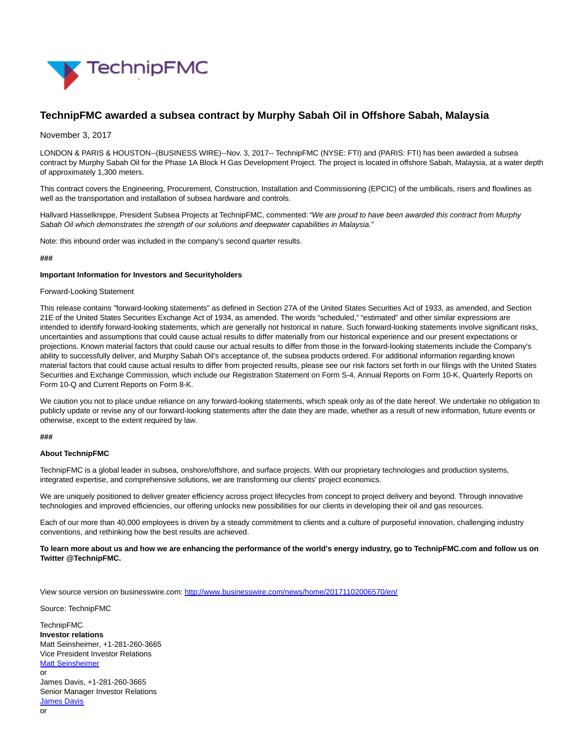# TechnipFMC awarded a subsea contract by Murphy Sabah Oil in Offshore Sabah, Malaysia

November 3, 2017

LONDON & PARIS & HOUSTON--(BUSINESS WIRE)--Nov. 3, 2017-- TechnipFMC (NYSE: FTI) and (PARIS: FTI) has been awarded a subsea contract by Murphy Sabah Oil for the Phase 1A Block H Gas Development Project. The project is located in offshore Sabah, Malaysia, at a water depth of approximately 1,300 meters.

This contract covers the Engineering, Procurement, Construction, Installation and Commissioning (EPCIC) of the umbilicals, risers and flowlines as well as the transportation and installation of subsea hardware and controls.

Hallvard Hasselknippe, President Subsea Projects at TechnipFMC, commented: *"We are proud to have been awarded this contract from Murphy Sabah Oil which demonstrates the strength of our solutions and deepwater capabilities in Malaysia."*

Note: this inbound order was included in the company's second quarter results.

###

**Important Information for Investors and Securityholders**

Forward-Looking Statement

This release contains "forward-looking statements" as defined in Section 27A of the United States Securities Act of 1933, as amended, and Section 21E of the United States Securities Exchange Act of 1934, as amended. The words "scheduled," "estimated" and other similar expressions are intended to identify forward-looking statements, which are generally not historical in nature. Such forward-looking statements involve significant risks, uncertainties and assumptions that could cause actual results to differ materially from our historical experience and our present expectations or projections. Known material factors that could cause our actual results to differ from those in the forward-looking statements include the Company's ability to successfully deliver, and Murphy Sabah Oil's acceptance of, the subsea products ordered. For additional information regarding known material factors that could cause actual results to differ from projected results, please see our risk factors set forth in our filings with the United States Securities and Exchange Commission, which include our Registration Statement on Form S-4, Annual Reports on Form 10-K, Quarterly Reports on Form 10-Q and Current Reports on Form 8-K.

We caution you not to place undue reliance on any forward-looking statements, which speak only as of the date hereof. We undertake no obligation to publicly update or revise any of our forward-looking statements after the date they are made, whether as a result of new information, future events or otherwise, except to the extent required by law.

###

**About TechnipFMC**

TechnipFMC is a global leader in subsea, onshore/offshore, and surface projects. With our proprietary technologies and production systems, integrated expertise, and comprehensive solutions, we are transforming our clients' project economics.

We are uniquely positioned to deliver greater efficiency across project lifecycles from concept to project delivery and beyond. Through innovative technologies and improved efficiencies, our offering unlocks new possibilities for our clients in developing their oil and gas resources.

Each of our more than 40,000 employees is driven by a steady commitment to clients and a culture of purposeful innovation, challenging industry conventions, and rethinking how the best results are achieved.

**To learn more about us and how we are enhancing the performance of the world's energy industry, go to TechnipFMC.com and follow us on Twitter @TechnipFMC.**

View source version on businesswire.com: http://www.businesswire.com/news/home/20171102006570/en/

Source: TechnipFMC

TechnipFMC
**Investor relations**
Matt Seinsheimer, +1-281-260-3665
Vice President Investor Relations
Matt Seinsheimer
or
James Davis, +1-281-260-3665
Senior Manager Investor Relations
James Davis
or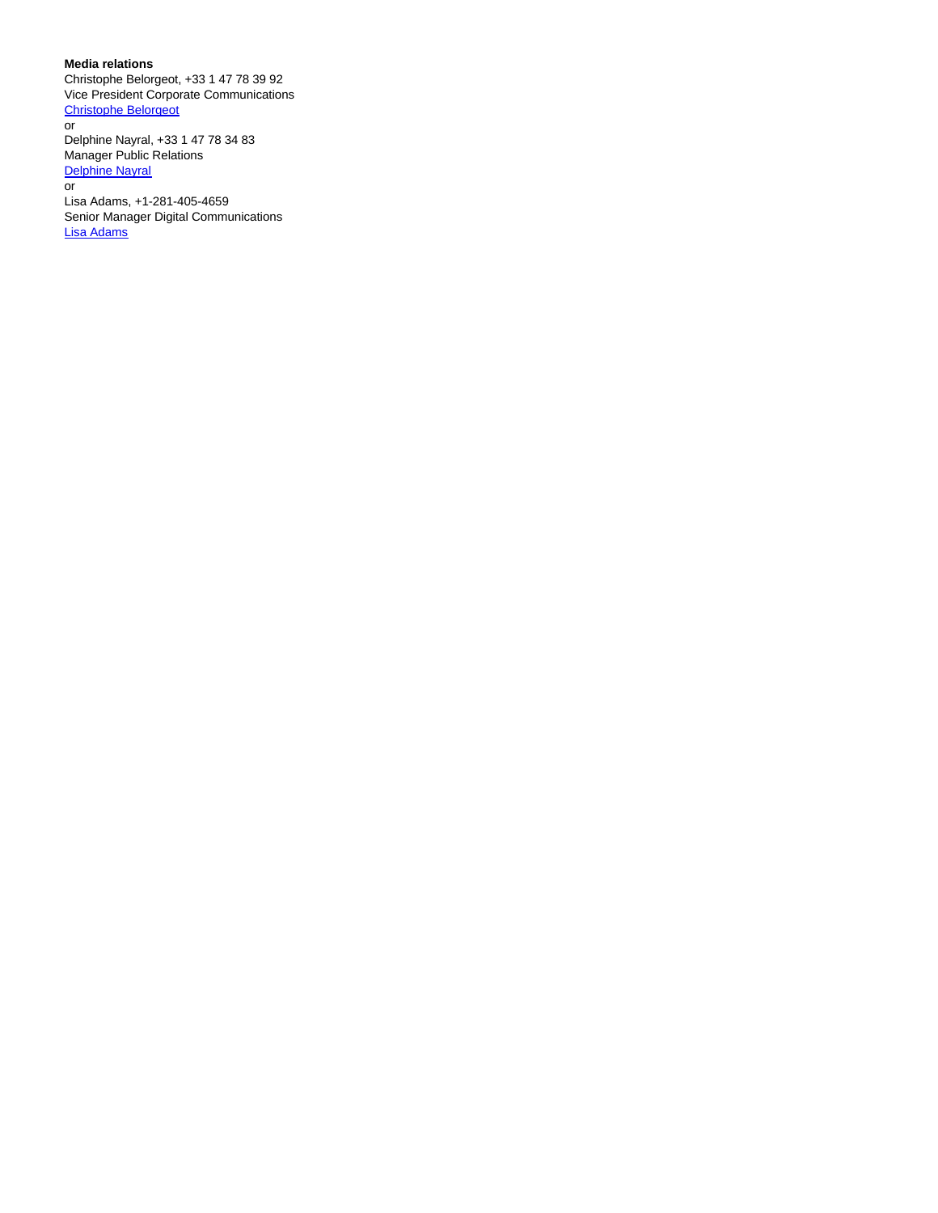**Media relations**

Christophe Belorgeot, +33 1 47 78 39 92
Vice President Corporate Communications
Christophe Belorgeot
or
Delphine Nayral, +33 1 47 78 34 83
Manager Public Relations
Delphine Nayral
or
Lisa Adams, +1-281-405-4659
Senior Manager Digital Communications
Lisa Adams